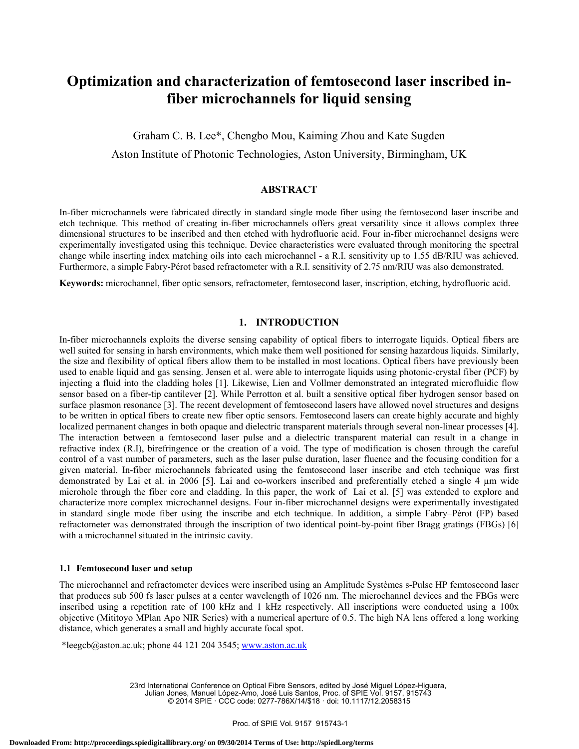# Optimization and characterization of femtosecond laser inscribed in-fiber microchannels for liquid sensing

Graham C. B. Lee*, Chengbo Mou, Kaiming Zhou and Kate Sugden

Aston Institute of Photonic Technologies, Aston University, Birmingham, UK

## ABSTRACT

In-fiber microchannels were fabricated directly in standard single mode fiber using the femtosecond laser inscribe and etch technique. This method of creating in-fiber microchannels offers great versatility since it allows complex three dimensional structures to be inscribed and then etched with hydrofluoric acid. Four in-fiber microchannel designs were experimentally investigated using this technique. Device characteristics were evaluated through monitoring the spectral change while inserting index matching oils into each microchannel - a R.I. sensitivity up to 1.55 dB/RIU was achieved. Furthermore, a simple Fabry-Pérot based refractometer with a R.I. sensitivity of 2.75 nm/RIU was also demonstrated.

**Keywords:** microchannel, fiber optic sensors, refractometer, femtosecond laser, inscription, etching, hydrofluoric acid.

## 1. INTRODUCTION

In-fiber microchannels exploits the diverse sensing capability of optical fibers to interrogate liquids. Optical fibers are well suited for sensing in harsh environments, which make them well positioned for sensing hazardous liquids. Similarly, the size and flexibility of optical fibers allow them to be installed in most locations. Optical fibers have previously been used to enable liquid and gas sensing. Jensen et al. were able to interrogate liquids using photonic-crystal fiber (PCF) by injecting a fluid into the cladding holes [1]. Likewise, Lien and Vollmer demonstrated an integrated microfluidic flow sensor based on a fiber-tip cantilever [2]. While Perrotton et al. built a sensitive optical fiber hydrogen sensor based on surface plasmon resonance [3]. The recent development of femtosecond lasers have allowed novel structures and designs to be written in optical fibers to create new fiber optic sensors. Femtosecond lasers can create highly accurate and highly localized permanent changes in both opaque and dielectric transparent materials through several non-linear processes [4]. The interaction between a femtosecond laser pulse and a dielectric transparent material can result in a change in refractive index (R.I), birefringence or the creation of a void. The type of modification is chosen through the careful control of a vast number of parameters, such as the laser pulse duration, laser fluence and the focusing condition for a given material. In-fiber microchannels fabricated using the femtosecond laser inscribe and etch technique was first demonstrated by Lai et al. in 2006 [5]. Lai and co-workers inscribed and preferentially etched a single 4 µm wide microhole through the fiber core and cladding. In this paper, the work of Lai et al. [5] was extended to explore and characterize more complex microchannel designs. Four in-fiber microchannel designs were experimentally investigated in standard single mode fiber using the inscribe and etch technique. In addition, a simple Fabry–Pérot (FP) based refractometer was demonstrated through the inscription of two identical point-by-point fiber Bragg gratings (FBGs) [6] with a microchannel situated in the intrinsic cavity.

### 1.1 Femtosecond laser and setup

The microchannel and refractometer devices were inscribed using an Amplitude Systèmes s-Pulse HP femtosecond laser that produces sub 500 fs laser pulses at a center wavelength of 1026 nm. The microchannel devices and the FBGs were inscribed using a repetition rate of 100 kHz and 1 kHz respectively. All inscriptions were conducted using a 100x objective (Mititoyo MPlan Apo NIR Series) with a numerical aperture of 0.5. The high NA lens offered a long working distance, which generates a small and highly accurate focal spot.

*leegcb@aston.ac.uk; phone 44 121 204 3545; www.aston.ac.uk

23rd International Conference on Optical Fibre Sensors, edited by José Miguel López-Higuera, Julian Jones, Manuel López-Amo, José Luis Santos, Proc. of SPIE Vol. 9157, 915743 © 2014 SPIE · CCC code: 0277-786X/14/$18 · doi: 10.1117/12.2058315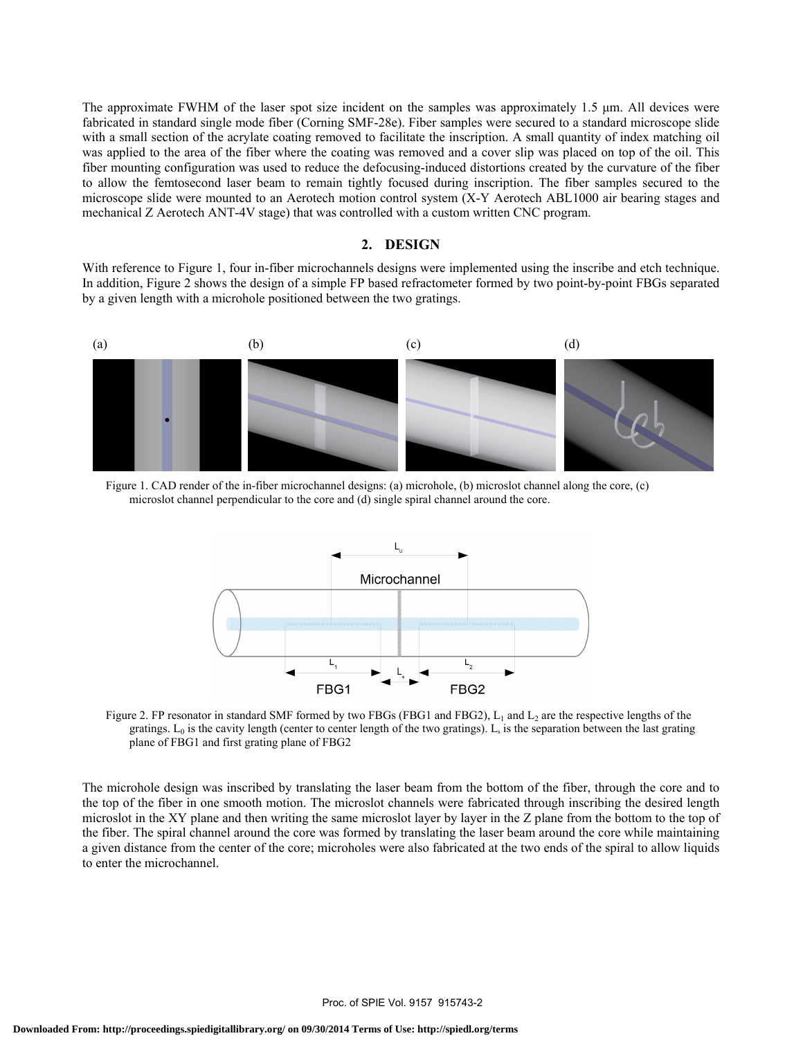The approximate FWHM of the laser spot size incident on the samples was approximately 1.5 μm. All devices were fabricated in standard single mode fiber (Corning SMF-28e). Fiber samples were secured to a standard microscope slide with a small section of the acrylate coating removed to facilitate the inscription. A small quantity of index matching oil was applied to the area of the fiber where the coating was removed and a cover slip was placed on top of the oil. This fiber mounting configuration was used to reduce the defocusing-induced distortions created by the curvature of the fiber to allow the femtosecond laser beam to remain tightly focused during inscription. The fiber samples secured to the microscope slide were mounted to an Aerotech motion control system (X-Y Aerotech ABL1000 air bearing stages and mechanical Z Aerotech ANT-4V stage) that was controlled with a custom written CNC program.

## 2. DESIGN

With reference to Figure 1, four in-fiber microchannels designs were implemented using the inscribe and etch technique. In addition, Figure 2 shows the design of a simple FP based refractometer formed by two point-by-point FBGs separated by a given length with a microhole positioned between the two gratings.

Figure 1. CAD render of the in-fiber microchannel designs: (a) microhole, (b) microslot channel along the core, (c) microslot channel perpendicular to the core and (d) single spiral channel around the core.

Figure 2. FP resonator in standard SMF formed by two FBGs (FBG1 and FBG2), $L_1$ and $L_2$ are the respective lengths of the gratings. $L_0$ is the cavity length (center to center length of the two gratings). $L_s$ is the separation between the last grating plane of FBG1 and first grating plane of FBG2

The microhole design was inscribed by translating the laser beam from the bottom of the fiber, through the core and to the top of the fiber in one smooth motion. The microslot channels were fabricated through inscribing the desired length microslot in the XY plane and then writing the same microslot layer by layer in the Z plane from the bottom to the top of the fiber. The spiral channel around the core was formed by translating the laser beam around the core while maintaining a given distance from the center of the core; microholes were also fabricated at the two ends of the spiral to allow liquids to enter the microchannel.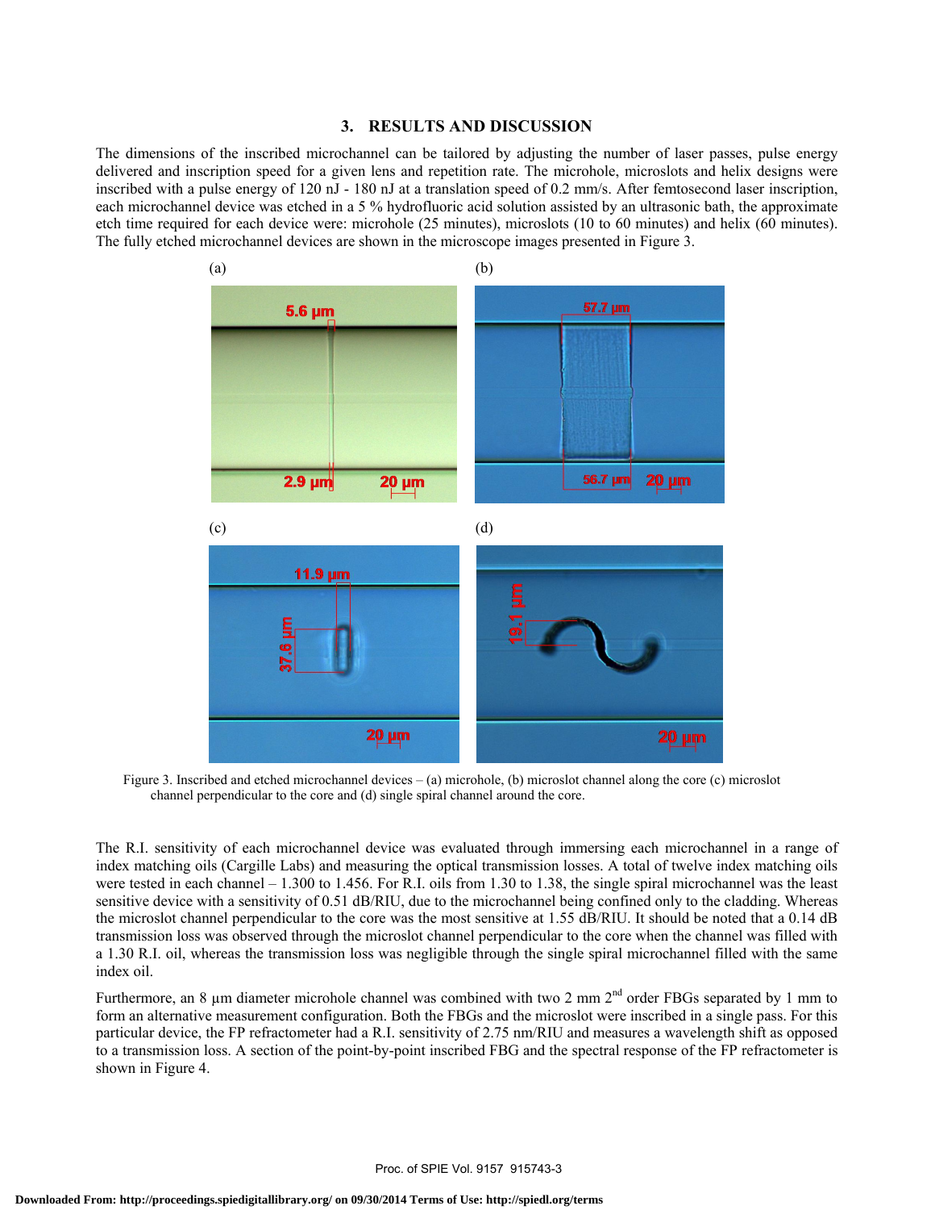## 3. RESULTS AND DISCUSSION

The dimensions of the inscribed microchannel can be tailored by adjusting the number of laser passes, pulse energy delivered and inscription speed for a given lens and repetition rate. The microhole, microslots and helix designs were inscribed with a pulse energy of 120 nJ - 180 nJ at a translation speed of 0.2 mm/s. After femtosecond laser inscription, each microchannel device was etched in a 5 % hydrofluoric acid solution assisted by an ultrasonic bath, the approximate etch time required for each device were: microhole (25 minutes), microslots (10 to 60 minutes) and helix (60 minutes). The fully etched microchannel devices are shown in the microscope images presented in Figure 3.

Figure 3. Inscribed and etched microchannel devices – (a) microhole, (b) microslot channel along the core (c) microslot channel perpendicular to the core and (d) single spiral channel around the core.

The R.I. sensitivity of each microchannel device was evaluated through immersing each microchannel in a range of index matching oils (Cargille Labs) and measuring the optical transmission losses. A total of twelve index matching oils were tested in each channel – 1.300 to 1.456. For R.I. oils from 1.30 to 1.38, the single spiral microchannel was the least sensitive device with a sensitivity of 0.51 dB/RIU, due to the microchannel being confined only to the cladding. Whereas the microslot channel perpendicular to the core was the most sensitive at 1.55 dB/RIU. It should be noted that a 0.14 dB transmission loss was observed through the microslot channel perpendicular to the core when the channel was filled with a 1.30 R.I. oil, whereas the transmission loss was negligible through the single spiral microchannel filled with the same index oil.

Furthermore, an 8 µm diameter microhole channel was combined with two 2 mm 2nd order FBGs separated by 1 mm to form an alternative measurement configuration. Both the FBGs and the microslot were inscribed in a single pass. For this particular device, the FP refractometer had a R.I. sensitivity of 2.75 nm/RIU and measures a wavelength shift as opposed to a transmission loss. A section of the point-by-point inscribed FBG and the spectral response of the FP refractometer is shown in Figure 4.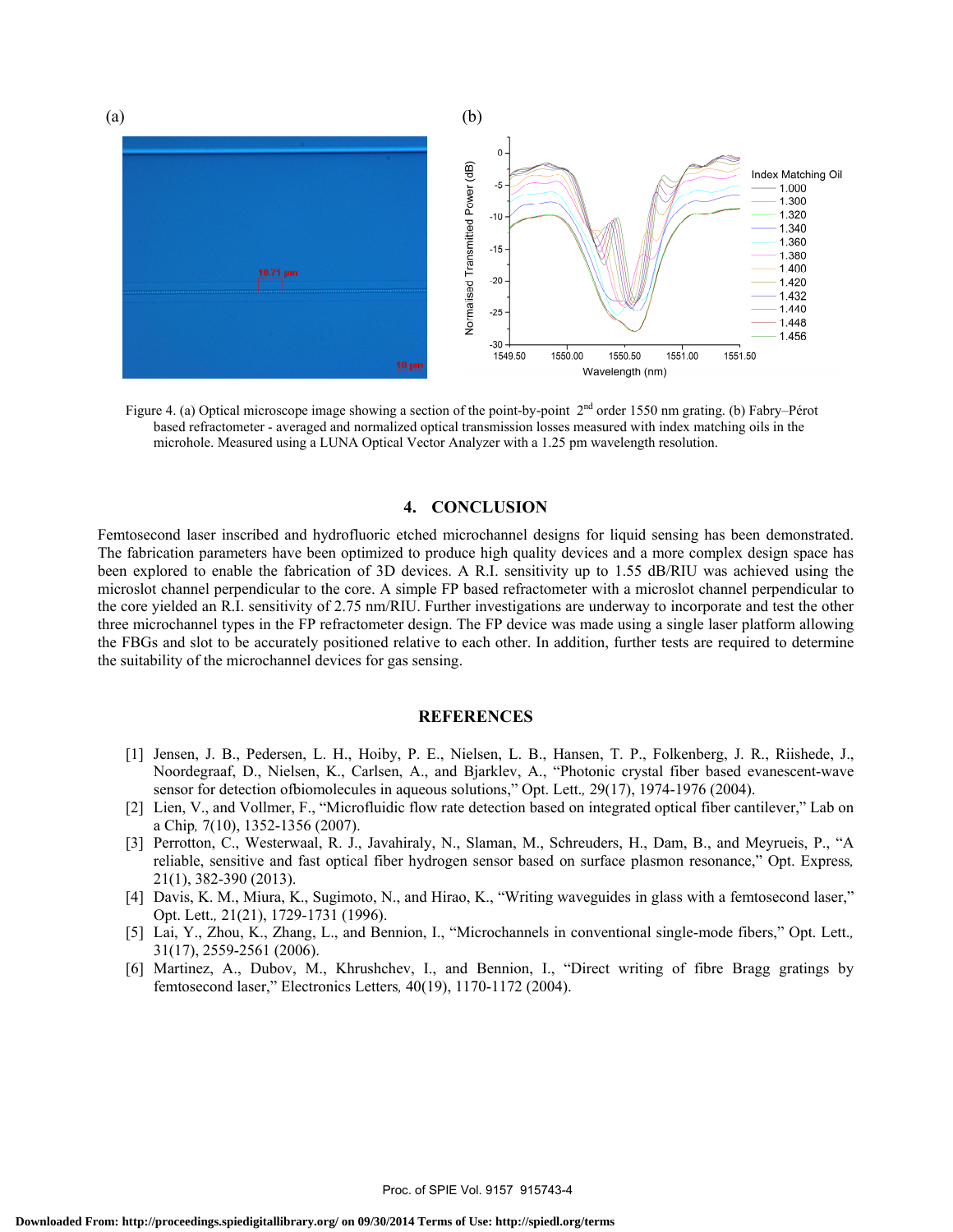(a)

10.71 µm

10 µm

(b)

Normalised Transmitted Power (dB)

0
-5
-10
-15
-20
-25
-30

1549.50 1550.00 1550.50 1551.00 1551.50

Wavelength (nm)

Index Matching Oil
1.000
1.300
1.320
1.340
1.360
1.380
1.400
1.420
1.432
1.440
1.448
1.456

Figure 4. (a) Optical microscope image showing a section of the point-by-point 2nd order 1550 nm grating. (b) Fabry–Pérot based refractometer - averaged and normalized optical transmission losses measured with index matching oils in the microhole. Measured using a LUNA Optical Vector Analyzer with a 1.25 pm wavelength resolution.

## 4. CONCLUSION

Femtosecond laser inscribed and hydrofluoric etched microchannel designs for liquid sensing has been demonstrated. The fabrication parameters have been optimized to produce high quality devices and a more complex design space has been explored to enable the fabrication of 3D devices. A R.I. sensitivity up to 1.55 dB/RIU was achieved using the microslot channel perpendicular to the core. A simple FP based refractometer with a microslot channel perpendicular to the core yielded an R.I. sensitivity of 2.75 nm/RIU. Further investigations are underway to incorporate and test the other three microchannel types in the FP refractometer design. The FP device was made using a single laser platform allowing the FBGs and slot to be accurately positioned relative to each other. In addition, further tests are required to determine the suitability of the microchannel devices for gas sensing.

## REFERENCES

[1] Jensen, J. B., Pedersen, L. H., Hoiby, P. E., Nielsen, L. B., Hansen, T. P., Folkenberg, J. R., Riishede, J., Noordegraaf, D., Nielsen, K., Carlsen, A., and Bjarklev, A., "Photonic crystal fiber based evanescent-wave sensor for detection ofbiomolecules in aqueous solutions," Opt. Lett., 29(17), 1974-1976 (2004).

[2] Lien, V., and Vollmer, F., "Microfluidic flow rate detection based on integrated optical fiber cantilever," Lab on a Chip, 7(10), 1352-1356 (2007).

[3] Perrotton, C., Westerwaal, R. J., Javahiraly, N., Slaman, M., Schreuders, H., Dam, B., and Meyrueis, P., "A reliable, sensitive and fast optical fiber hydrogen sensor based on surface plasmon resonance," Opt. Express, 21(1), 382-390 (2013).

[4] Davis, K. M., Miura, K., Sugimoto, N., and Hirao, K., "Writing waveguides in glass with a femtosecond laser," Opt. Lett., 21(21), 1729-1731 (1996).

[5] Lai, Y., Zhou, K., Zhang, L., and Bennion, I., "Microchannels in conventional single-mode fibers," Opt. Lett., 31(17), 2559-2561 (2006).

[6] Martinez, A., Dubov, M., Khrushchev, I., and Bennion, I., "Direct writing of fibre Bragg gratings by femtosecond laser," Electronics Letters, 40(19), 1170-1172 (2004).